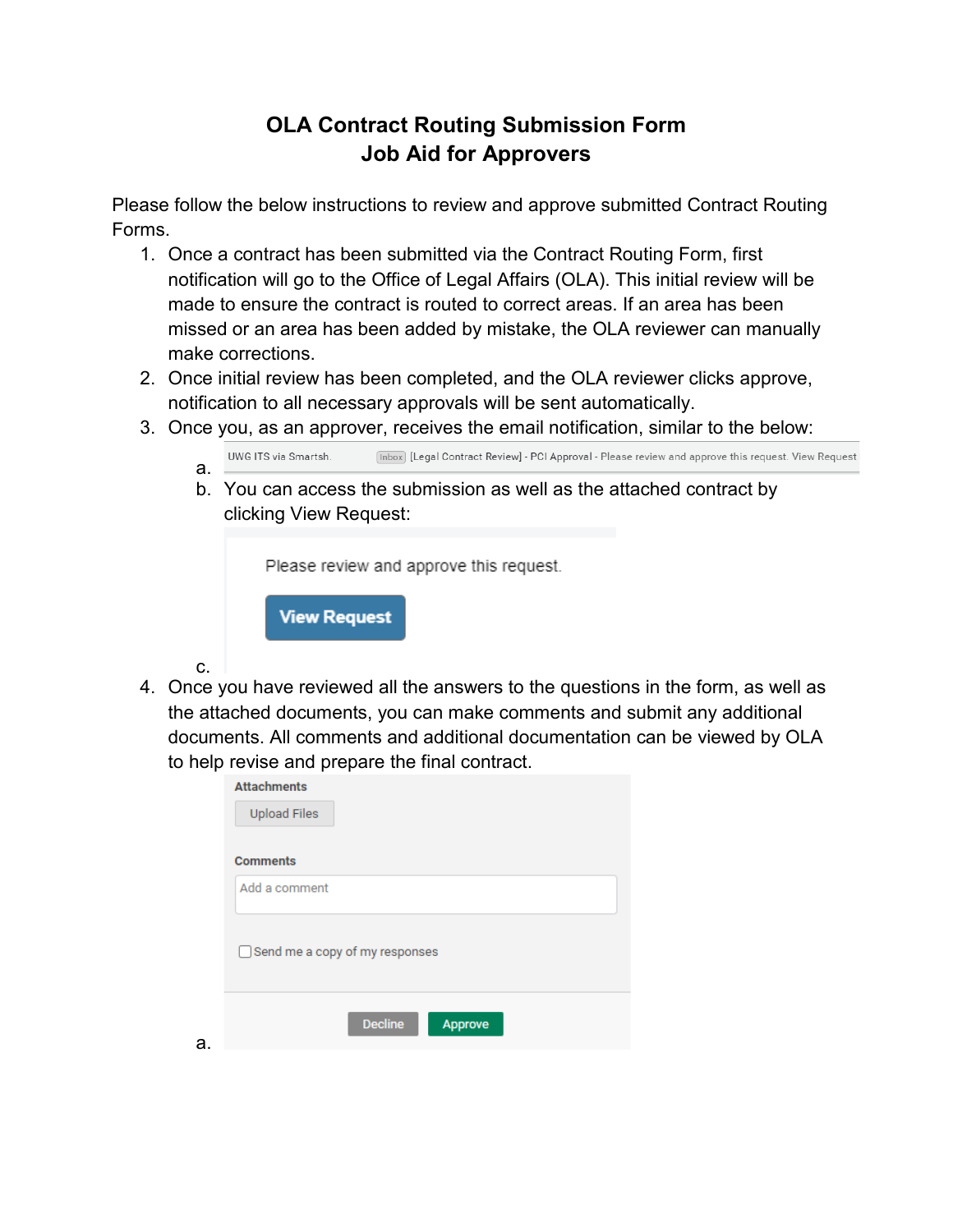# OLA Contract Routing Submission Form
# Job Aid for Approvers

Please follow the below instructions to review and approve submitted Contract Routing Forms.

1. Once a contract has been submitted via the Contract Routing Form, first notification will go to the Office of Legal Affairs (OLA). This initial review will be made to ensure the contract is routed to correct areas. If an area has been missed or an area has been added by mistake, the OLA reviewer can manually make corrections.
2. Once initial review has been completed, and the OLA reviewer clicks approve, notification to all necessary approvals will be sent automatically.
3. Once you, as an approver, receives the email notification, similar to the below:
   a. UWG ITS via Smartsh. Inbox [Legal Contract Review] - PCI Approval - Please review and approve this request. View Request
   b. You can access the submission as well as the attached contract by clicking View Request:
   c. Please review and approve this request. View Request
4. Once you have reviewed all the answers to the questions in the form, as well as the attached documents, you can make comments and submit any additional documents. All comments and additional documentation can be viewed by OLA to help revise and prepare the final contract.
   a. Attachments — Upload Files; Comments — Add a comment; Send me a copy of my responses; Decline; Approve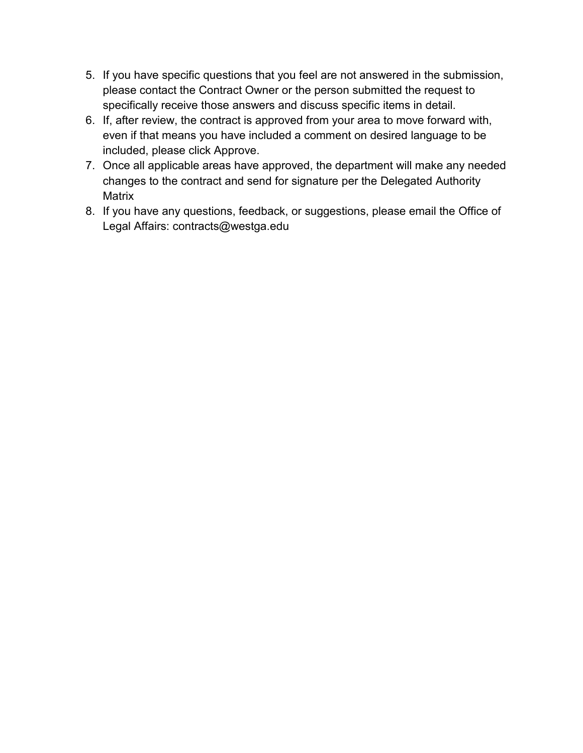5. If you have specific questions that you feel are not answered in the submission, please contact the Contract Owner or the person submitted the request to specifically receive those answers and discuss specific items in detail.
6. If, after review, the contract is approved from your area to move forward with, even if that means you have included a comment on desired language to be included, please click Approve.
7. Once all applicable areas have approved, the department will make any needed changes to the contract and send for signature per the Delegated Authority Matrix
8. If you have any questions, feedback, or suggestions, please email the Office of Legal Affairs: contracts@westga.edu